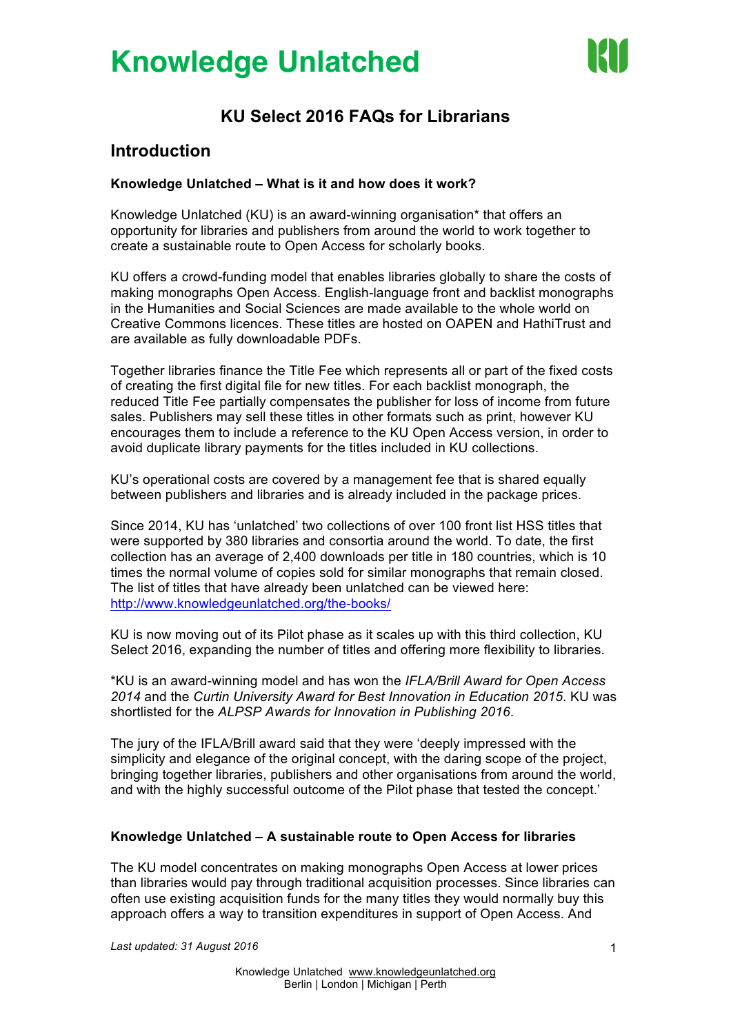# Knowledge Unlatched

## KU Select 2016 FAQs for Librarians

## Introduction

**Knowledge Unlatched – What is it and how does it work?**

Knowledge Unlatched (KU) is an award-winning organisation* that offers an opportunity for libraries and publishers from around the world to work together to create a sustainable route to Open Access for scholarly books.

KU offers a crowd-funding model that enables libraries globally to share the costs of making monographs Open Access. English-language front and backlist monographs in the Humanities and Social Sciences are made available to the whole world on Creative Commons licences. These titles are hosted on OAPEN and HathiTrust and are available as fully downloadable PDFs.

Together libraries finance the Title Fee which represents all or part of the fixed costs of creating the first digital file for new titles. For each backlist monograph, the reduced Title Fee partially compensates the publisher for loss of income from future sales. Publishers may sell these titles in other formats such as print, however KU encourages them to include a reference to the KU Open Access version, in order to avoid duplicate library payments for the titles included in KU collections.

KU's operational costs are covered by a management fee that is shared equally between publishers and libraries and is already included in the package prices.

Since 2014, KU has 'unlatched' two collections of over 100 front list HSS titles that were supported by 380 libraries and consortia around the world. To date, the first collection has an average of 2,400 downloads per title in 180 countries, which is 10 times the normal volume of copies sold for similar monographs that remain closed. The list of titles that have already been unlatched can be viewed here: http://www.knowledgeunlatched.org/the-books/

KU is now moving out of its Pilot phase as it scales up with this third collection, KU Select 2016, expanding the number of titles and offering more flexibility to libraries.

*KU is an award-winning model and has won the *IFLA/Brill Award for Open Access 2014* and the *Curtin University Award for Best Innovation in Education 2015*. KU was shortlisted for the *ALPSP Awards for Innovation in Publishing 2016*.

The jury of the IFLA/Brill award said that they were 'deeply impressed with the simplicity and elegance of the original concept, with the daring scope of the project, bringing together libraries, publishers and other organisations from around the world, and with the highly successful outcome of the Pilot phase that tested the concept.'

**Knowledge Unlatched – A sustainable route to Open Access for libraries**

The KU model concentrates on making monographs Open Access at lower prices than libraries would pay through traditional acquisition processes. Since libraries can often use existing acquisition funds for the many titles they would normally buy this approach offers a way to transition expenditures in support of Open Access. And

*Last updated: 31 August 2016*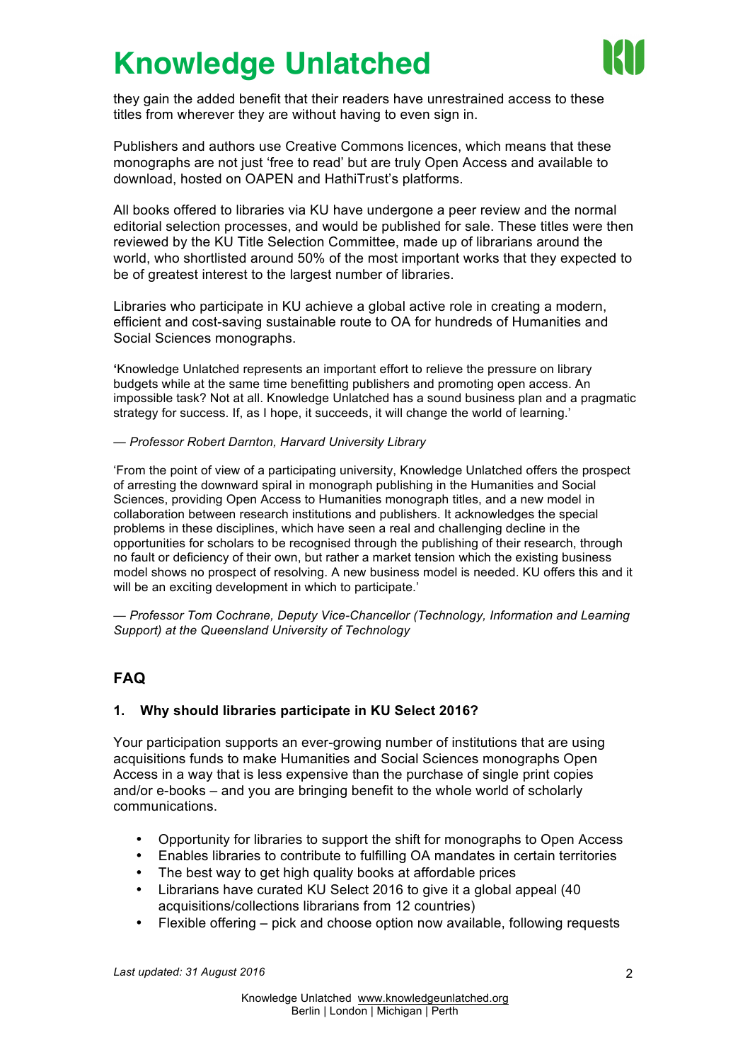they gain the added benefit that their readers have unrestrained access to these titles from wherever they are without having to even sign in.

Publishers and authors use Creative Commons licences, which means that these monographs are not just 'free to read' but are truly Open Access and available to download, hosted on OAPEN and HathiTrust's platforms.

All books offered to libraries via KU have undergone a peer review and the normal editorial selection processes, and would be published for sale. These titles were then reviewed by the KU Title Selection Committee, made up of librarians around the world, who shortlisted around 50% of the most important works that they expected to be of greatest interest to the largest number of libraries.

Libraries who participate in KU achieve a global active role in creating a modern, efficient and cost-saving sustainable route to OA for hundreds of Humanities and Social Sciences monographs.

'Knowledge Unlatched represents an important effort to relieve the pressure on library budgets while at the same time benefitting publishers and promoting open access. An impossible task? Not at all. Knowledge Unlatched has a sound business plan and a pragmatic strategy for success. If, as I hope, it succeeds, it will change the world of learning.'

*— Professor Robert Darnton, Harvard University Library*

'From the point of view of a participating university, Knowledge Unlatched offers the prospect of arresting the downward spiral in monograph publishing in the Humanities and Social Sciences, providing Open Access to Humanities monograph titles, and a new model in collaboration between research institutions and publishers. It acknowledges the special problems in these disciplines, which have seen a real and challenging decline in the opportunities for scholars to be recognised through the publishing of their research, through no fault or deficiency of their own, but rather a market tension which the existing business model shows no prospect of resolving. A new business model is needed. KU offers this and it will be an exciting development in which to participate.'

*— Professor Tom Cochrane, Deputy Vice-Chancellor (Technology, Information and Learning Support) at the Queensland University of Technology*

## FAQ

### 1. Why should libraries participate in KU Select 2016?

Your participation supports an ever-growing number of institutions that are using acquisitions funds to make Humanities and Social Sciences monographs Open Access in a way that is less expensive than the purchase of single print copies and/or e-books – and you are bringing benefit to the whole world of scholarly communications.

- Opportunity for libraries to support the shift for monographs to Open Access
- Enables libraries to contribute to fulfilling OA mandates in certain territories
- The best way to get high quality books at affordable prices
- Librarians have curated KU Select 2016 to give it a global appeal (40 acquisitions/collections librarians from 12 countries)
- Flexible offering – pick and choose option now available, following requests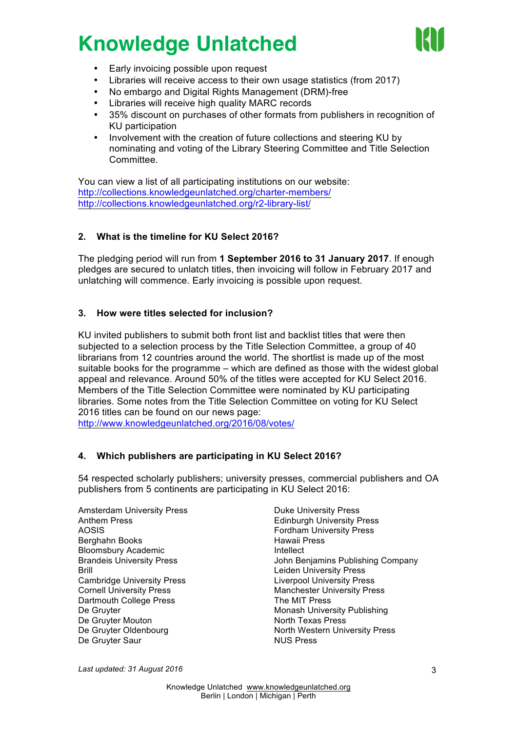- Early invoicing possible upon request
- Libraries will receive access to their own usage statistics (from 2017)
- No embargo and Digital Rights Management (DRM)-free
- Libraries will receive high quality MARC records
- 35% discount on purchases of other formats from publishers in recognition of KU participation
- Involvement with the creation of future collections and steering KU by nominating and voting of the Library Steering Committee and Title Selection Committee.

You can view a list of all participating institutions on our website:
http://collections.knowledgeunlatched.org/charter-members/
http://collections.knowledgeunlatched.org/r2-library-list/

### 2. What is the timeline for KU Select 2016?

The pledging period will run from **1 September 2016 to 31 January 2017**. If enough pledges are secured to unlatch titles, then invoicing will follow in February 2017 and unlatching will commence. Early invoicing is possible upon request.

### 3. How were titles selected for inclusion?

KU invited publishers to submit both front list and backlist titles that were then subjected to a selection process by the Title Selection Committee, a group of 40 librarians from 12 countries around the world. The shortlist is made up of the most suitable books for the programme – which are defined as those with the widest global appeal and relevance. Around 50% of the titles were accepted for KU Select 2016. Members of the Title Selection Committee were nominated by KU participating libraries. Some notes from the Title Selection Committee on voting for KU Select 2016 titles can be found on our news page:
http://www.knowledgeunlatched.org/2016/08/votes/

### 4. Which publishers are participating in KU Select 2016?

54 respected scholarly publishers; university presses, commercial publishers and OA publishers from 5 continents are participating in KU Select 2016:

Amsterdam University Press
Anthem Press
AOSIS
Berghahn Books
Bloomsbury Academic
Brandeis University Press
Brill
Cambridge University Press
Cornell University Press
Dartmouth College Press
De Gruyter
De Gruyter Mouton
De Gruyter Oldenbourg
De Gruyter Saur
Duke University Press
Edinburgh University Press
Fordham University Press
Hawaii Press
Intellect
John Benjamins Publishing Company
Leiden University Press
Liverpool University Press
Manchester University Press
The MIT Press
Monash University Publishing
North Texas Press
North Western University Press
NUS Press

*Last updated: 31 August 2016*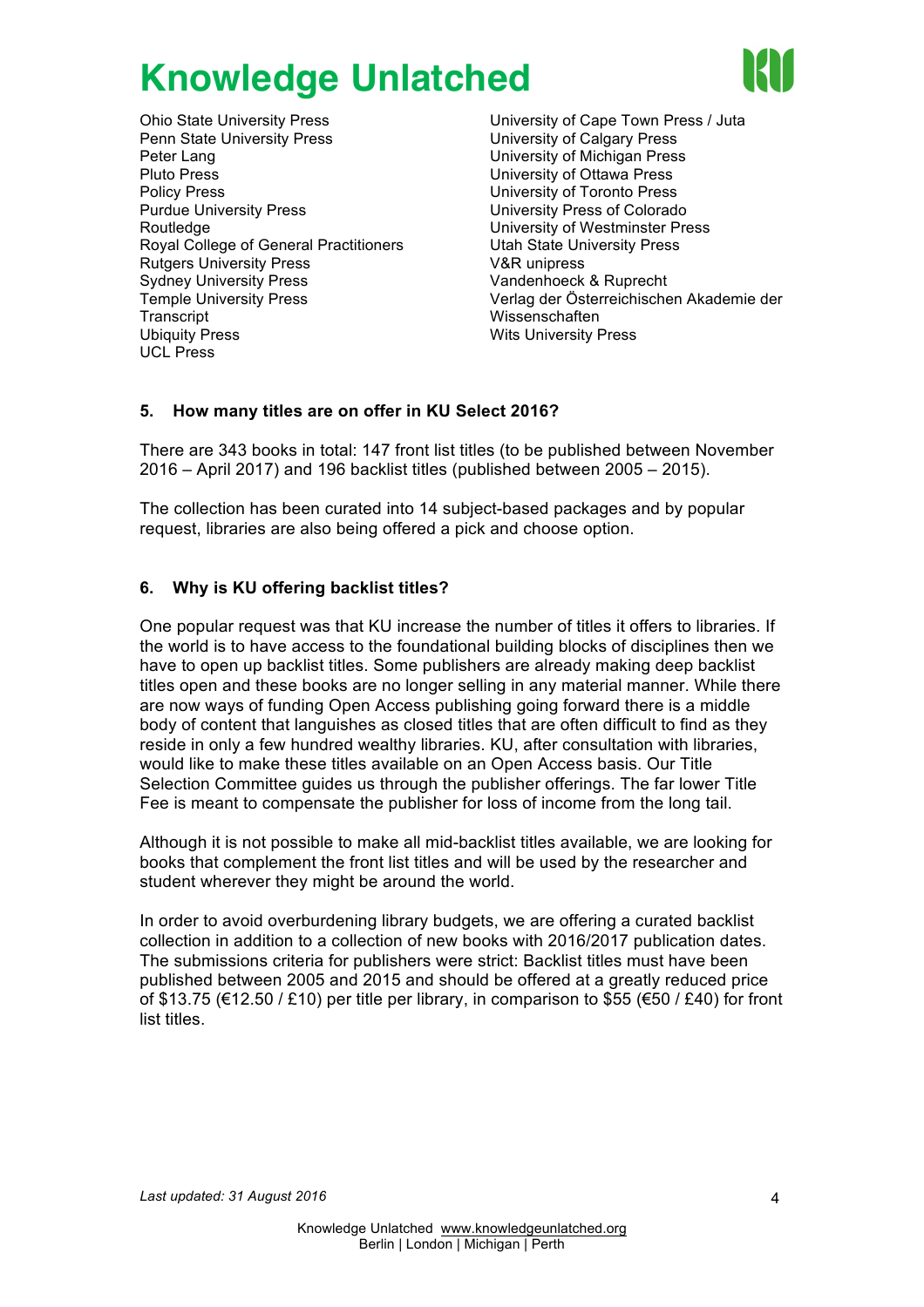Ohio State University Press
Penn State University Press
Peter Lang
Pluto Press
Policy Press
Purdue University Press
Routledge
Royal College of General Practitioners
Rutgers University Press
Sydney University Press
Temple University Press
Transcript
Ubiquity Press
UCL Press
University of Cape Town Press / Juta
University of Calgary Press
University of Michigan Press
University of Ottawa Press
University of Toronto Press
University Press of Colorado
University of Westminster Press
Utah State University Press
V&R unipress
Vandenhoeck & Ruprecht
Verlag der Österreichischen Akademie der Wissenschaften
Wits University Press

**5. How many titles are on offer in KU Select 2016?**

There are 343 books in total: 147 front list titles (to be published between November 2016 – April 2017) and 196 backlist titles (published between 2005 – 2015).

The collection has been curated into 14 subject-based packages and by popular request, libraries are also being offered a pick and choose option.

**6. Why is KU offering backlist titles?**

One popular request was that KU increase the number of titles it offers to libraries. If the world is to have access to the foundational building blocks of disciplines then we have to open up backlist titles. Some publishers are already making deep backlist titles open and these books are no longer selling in any material manner. While there are now ways of funding Open Access publishing going forward there is a middle body of content that languishes as closed titles that are often difficult to find as they reside in only a few hundred wealthy libraries. KU, after consultation with libraries, would like to make these titles available on an Open Access basis. Our Title Selection Committee guides us through the publisher offerings. The far lower Title Fee is meant to compensate the publisher for loss of income from the long tail.

Although it is not possible to make all mid-backlist titles available, we are looking for books that complement the front list titles and will be used by the researcher and student wherever they might be around the world.

In order to avoid overburdening library budgets, we are offering a curated backlist collection in addition to a collection of new books with 2016/2017 publication dates. The submissions criteria for publishers were strict: Backlist titles must have been published between 2005 and 2015 and should be offered at a greatly reduced price of $13.75 (€12.50 / £10) per title per library, in comparison to $55 (€50 / £40) for front list titles.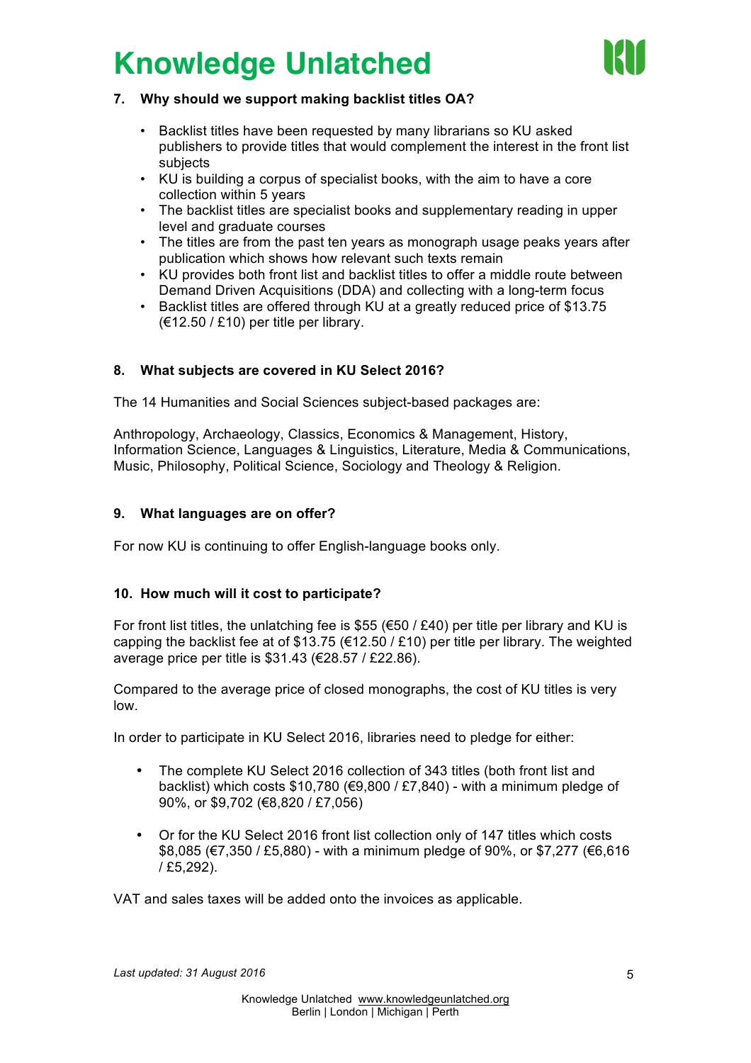### 7. Why should we support making backlist titles OA?

- Backlist titles have been requested by many librarians so KU asked publishers to provide titles that would complement the interest in the front list subjects
- KU is building a corpus of specialist books, with the aim to have a core collection within 5 years
- The backlist titles are specialist books and supplementary reading in upper level and graduate courses
- The titles are from the past ten years as monograph usage peaks years after publication which shows how relevant such texts remain
- KU provides both front list and backlist titles to offer a middle route between Demand Driven Acquisitions (DDA) and collecting with a long-term focus
- Backlist titles are offered through KU at a greatly reduced price of $13.75 (€12.50 / £10) per title per library.

### 8. What subjects are covered in KU Select 2016?

The 14 Humanities and Social Sciences subject-based packages are:

Anthropology, Archaeology, Classics, Economics & Management, History, Information Science, Languages & Linguistics, Literature, Media & Communications, Music, Philosophy, Political Science, Sociology and Theology & Religion.

### 9. What languages are on offer?

For now KU is continuing to offer English-language books only.

### 10. How much will it cost to participate?

For front list titles, the unlatching fee is $55 (€50 / £40) per title per library and KU is capping the backlist fee at of $13.75 (€12.50 / £10) per title per library. The weighted average price per title is $31.43 (€28.57 / £22.86).

Compared to the average price of closed monographs, the cost of KU titles is very low.

In order to participate in KU Select 2016, libraries need to pledge for either:

- The complete KU Select 2016 collection of 343 titles (both front list and backlist) which costs $10,780 (€9,800 / £7,840) - with a minimum pledge of 90%, or $9,702 (€8,820 / £7,056)

- Or for the KU Select 2016 front list collection only of 147 titles which costs $8,085 (€7,350 / £5,880) - with a minimum pledge of 90%, or $7,277 (€6,616 / £5,292).

VAT and sales taxes will be added onto the invoices as applicable.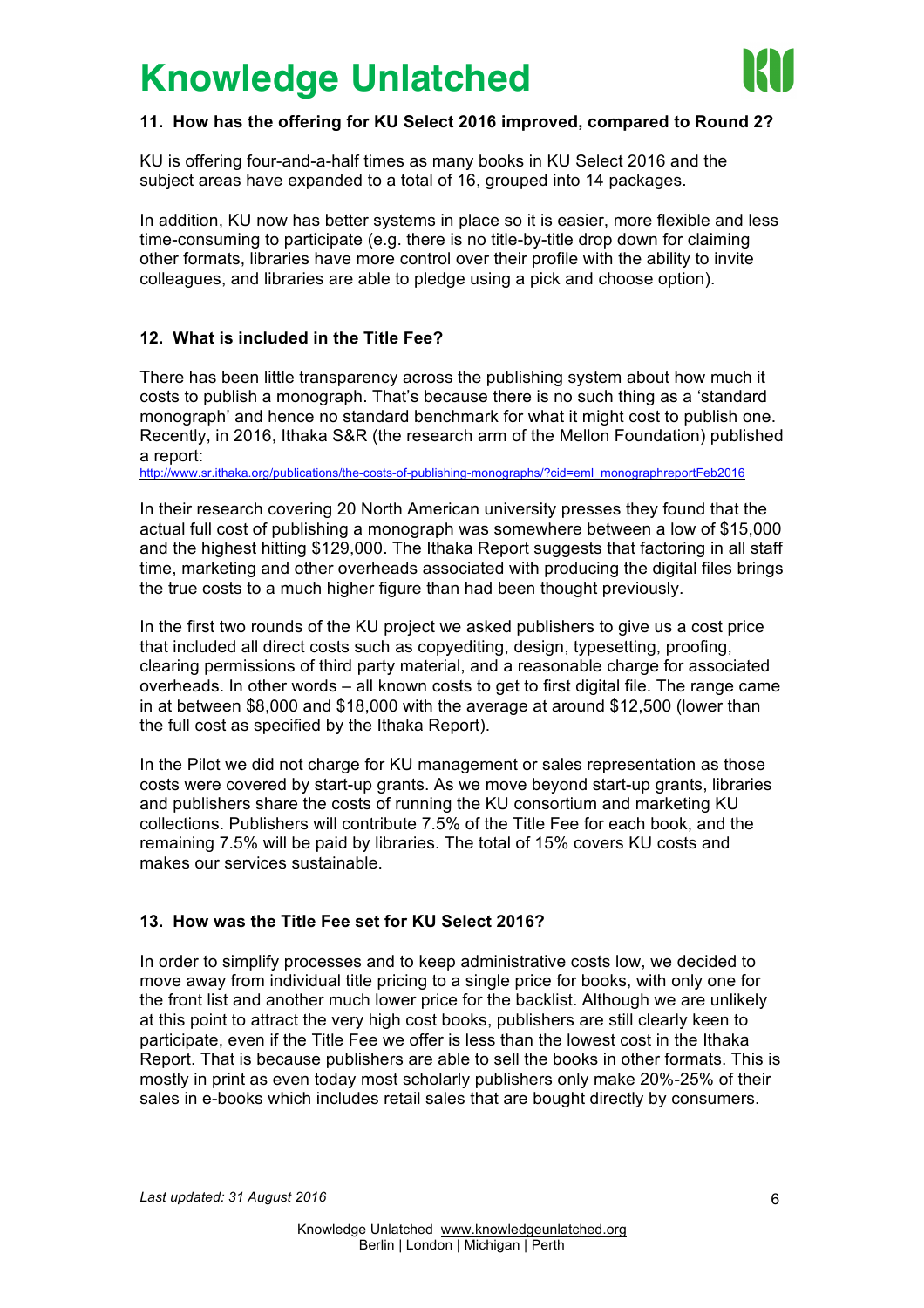### 11. How has the offering for KU Select 2016 improved, compared to Round 2?

KU is offering four-and-a-half times as many books in KU Select 2016 and the subject areas have expanded to a total of 16, grouped into 14 packages.

In addition, KU now has better systems in place so it is easier, more flexible and less time-consuming to participate (e.g. there is no title-by-title drop down for claiming other formats, libraries have more control over their profile with the ability to invite colleagues, and libraries are able to pledge using a pick and choose option).

### 12. What is included in the Title Fee?

There has been little transparency across the publishing system about how much it costs to publish a monograph. That's because there is no such thing as a 'standard monograph' and hence no standard benchmark for what it might cost to publish one. Recently, in 2016, Ithaka S&R (the research arm of the Mellon Foundation) published a report:
http://www.sr.ithaka.org/publications/the-costs-of-publishing-monographs/?cid=eml_monographreportFeb2016

In their research covering 20 North American university presses they found that the actual full cost of publishing a monograph was somewhere between a low of $15,000 and the highest hitting $129,000. The Ithaka Report suggests that factoring in all staff time, marketing and other overheads associated with producing the digital files brings the true costs to a much higher figure than had been thought previously.

In the first two rounds of the KU project we asked publishers to give us a cost price that included all direct costs such as copyediting, design, typesetting, proofing, clearing permissions of third party material, and a reasonable charge for associated overheads. In other words – all known costs to get to first digital file. The range came in at between $8,000 and $18,000 with the average at around $12,500 (lower than the full cost as specified by the Ithaka Report).

In the Pilot we did not charge for KU management or sales representation as those costs were covered by start-up grants. As we move beyond start-up grants, libraries and publishers share the costs of running the KU consortium and marketing KU collections. Publishers will contribute 7.5% of the Title Fee for each book, and the remaining 7.5% will be paid by libraries. The total of 15% covers KU costs and makes our services sustainable.

### 13. How was the Title Fee set for KU Select 2016?

In order to simplify processes and to keep administrative costs low, we decided to move away from individual title pricing to a single price for books, with only one for the front list and another much lower price for the backlist. Although we are unlikely at this point to attract the very high cost books, publishers are still clearly keen to participate, even if the Title Fee we offer is less than the lowest cost in the Ithaka Report. That is because publishers are able to sell the books in other formats. This is mostly in print as even today most scholarly publishers only make 20%-25% of their sales in e-books which includes retail sales that are bought directly by consumers.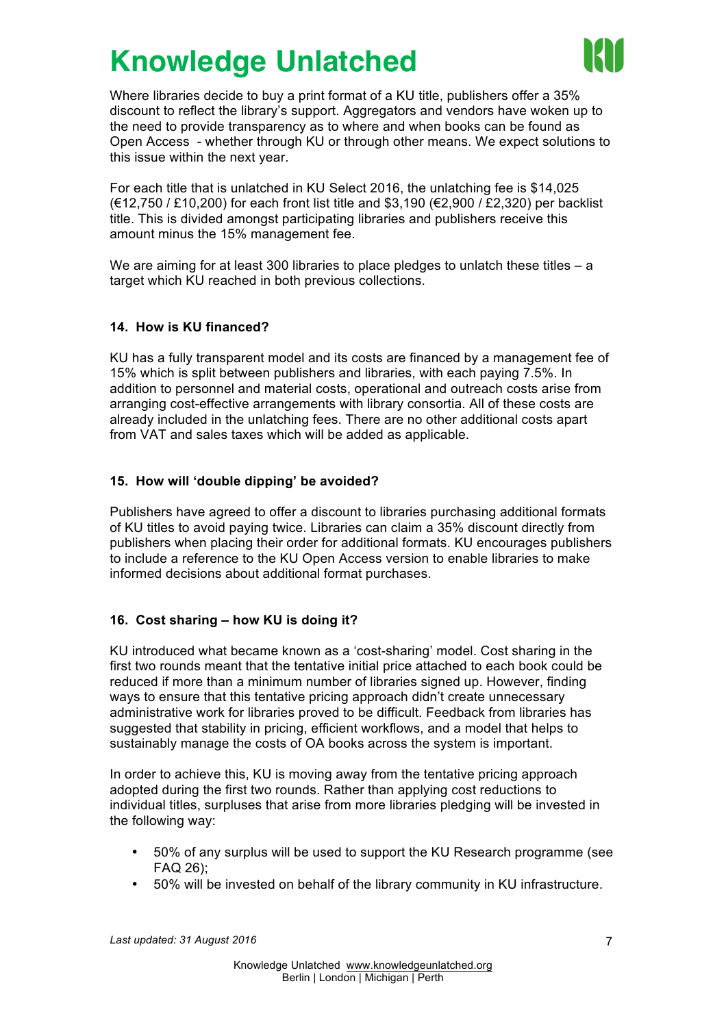Where libraries decide to buy a print format of a KU title, publishers offer a 35% discount to reflect the library's support. Aggregators and vendors have woken up to the need to provide transparency as to where and when books can be found as Open Access - whether through KU or through other means. We expect solutions to this issue within the next year.

For each title that is unlatched in KU Select 2016, the unlatching fee is $14,025 (€12,750 / £10,200) for each front list title and $3,190 (€2,900 / £2,320) per backlist title. This is divided amongst participating libraries and publishers receive this amount minus the 15% management fee.

We are aiming for at least 300 libraries to place pledges to unlatch these titles – a target which KU reached in both previous collections.

### 14. How is KU financed?

KU has a fully transparent model and its costs are financed by a management fee of 15% which is split between publishers and libraries, with each paying 7.5%. In addition to personnel and material costs, operational and outreach costs arise from arranging cost-effective arrangements with library consortia. All of these costs are already included in the unlatching fees. There are no other additional costs apart from VAT and sales taxes which will be added as applicable.

### 15. How will 'double dipping' be avoided?

Publishers have agreed to offer a discount to libraries purchasing additional formats of KU titles to avoid paying twice. Libraries can claim a 35% discount directly from publishers when placing their order for additional formats. KU encourages publishers to include a reference to the KU Open Access version to enable libraries to make informed decisions about additional format purchases.

### 16. Cost sharing – how KU is doing it?

KU introduced what became known as a 'cost-sharing' model. Cost sharing in the first two rounds meant that the tentative initial price attached to each book could be reduced if more than a minimum number of libraries signed up. However, finding ways to ensure that this tentative pricing approach didn't create unnecessary administrative work for libraries proved to be difficult. Feedback from libraries has suggested that stability in pricing, efficient workflows, and a model that helps to sustainably manage the costs of OA books across the system is important.

In order to achieve this, KU is moving away from the tentative pricing approach adopted during the first two rounds. Rather than applying cost reductions to individual titles, surpluses that arise from more libraries pledging will be invested in the following way:

- 50% of any surplus will be used to support the KU Research programme (see FAQ 26);
- 50% will be invested on behalf of the library community in KU infrastructure.

*Last updated: 31 August 2016*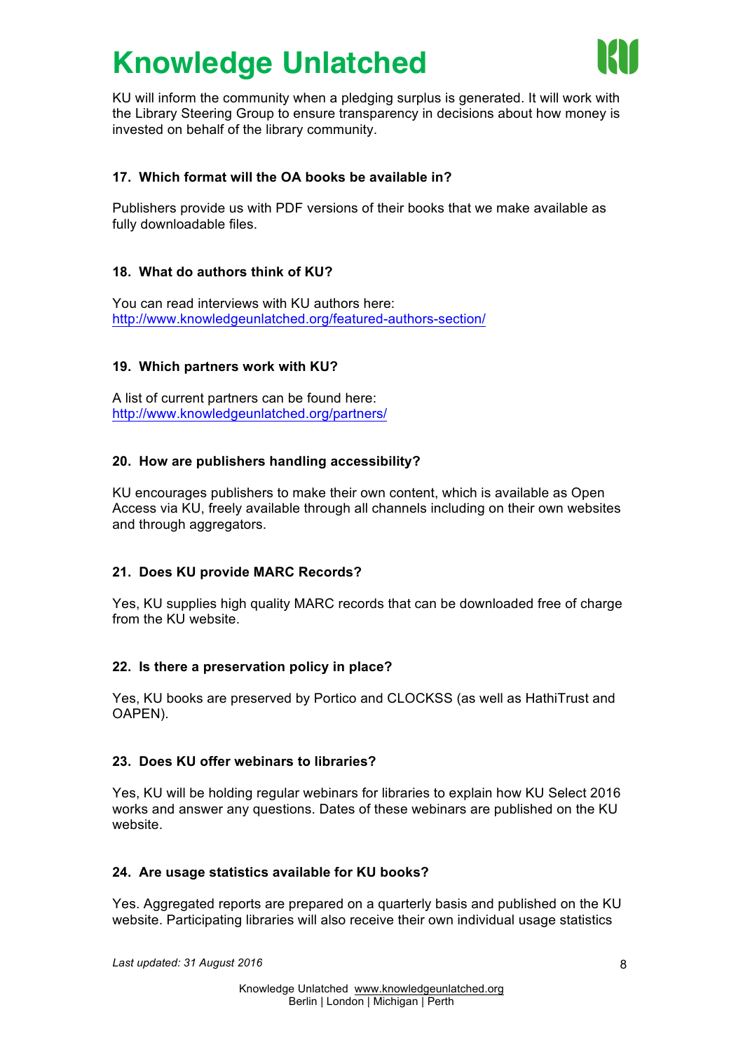KU will inform the community when a pledging surplus is generated. It will work with the Library Steering Group to ensure transparency in decisions about how money is invested on behalf of the library community.

### 17. Which format will the OA books be available in?

Publishers provide us with PDF versions of their books that we make available as fully downloadable files.

### 18. What do authors think of KU?

You can read interviews with KU authors here:
http://www.knowledgeunlatched.org/featured-authors-section/

### 19. Which partners work with KU?

A list of current partners can be found here:
http://www.knowledgeunlatched.org/partners/

### 20. How are publishers handling accessibility?

KU encourages publishers to make their own content, which is available as Open Access via KU, freely available through all channels including on their own websites and through aggregators.

### 21. Does KU provide MARC Records?

Yes, KU supplies high quality MARC records that can be downloaded free of charge from the KU website.

### 22. Is there a preservation policy in place?

Yes, KU books are preserved by Portico and CLOCKSS (as well as HathiTrust and OAPEN).

### 23. Does KU offer webinars to libraries?

Yes, KU will be holding regular webinars for libraries to explain how KU Select 2016 works and answer any questions. Dates of these webinars are published on the KU website.

### 24. Are usage statistics available for KU books?

Yes. Aggregated reports are prepared on a quarterly basis and published on the KU website. Participating libraries will also receive their own individual usage statistics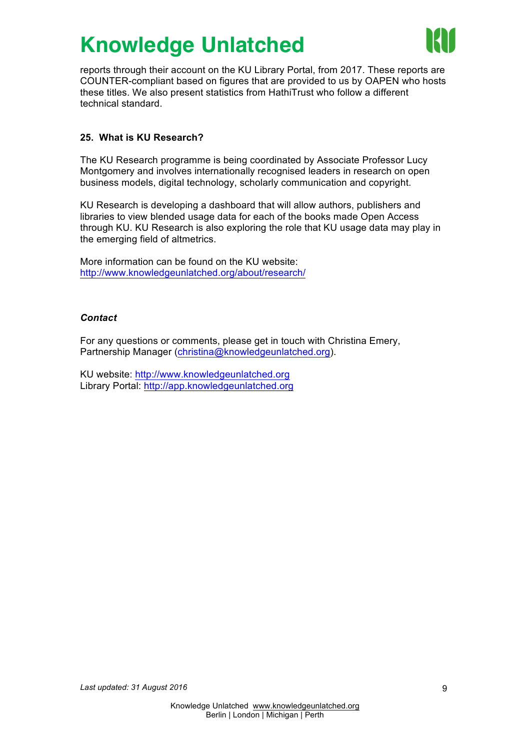reports through their account on the KU Library Portal, from 2017. These reports are COUNTER-compliant based on figures that are provided to us by OAPEN who hosts these titles. We also present statistics from HathiTrust who follow a different technical standard.

### 25. What is KU Research?

The KU Research programme is being coordinated by Associate Professor Lucy Montgomery and involves internationally recognised leaders in research on open business models, digital technology, scholarly communication and copyright.

KU Research is developing a dashboard that will allow authors, publishers and libraries to view blended usage data for each of the books made Open Access through KU. KU Research is also exploring the role that KU usage data may play in the emerging field of altmetrics.

More information can be found on the KU website: http://www.knowledgeunlatched.org/about/research/

***Contact***

For any questions or comments, please get in touch with Christina Emery, Partnership Manager (christina@knowledgeunlatched.org).

KU website: http://www.knowledgeunlatched.org
Library Portal: http://app.knowledgeunlatched.org

*Last updated: 31 August 2016*